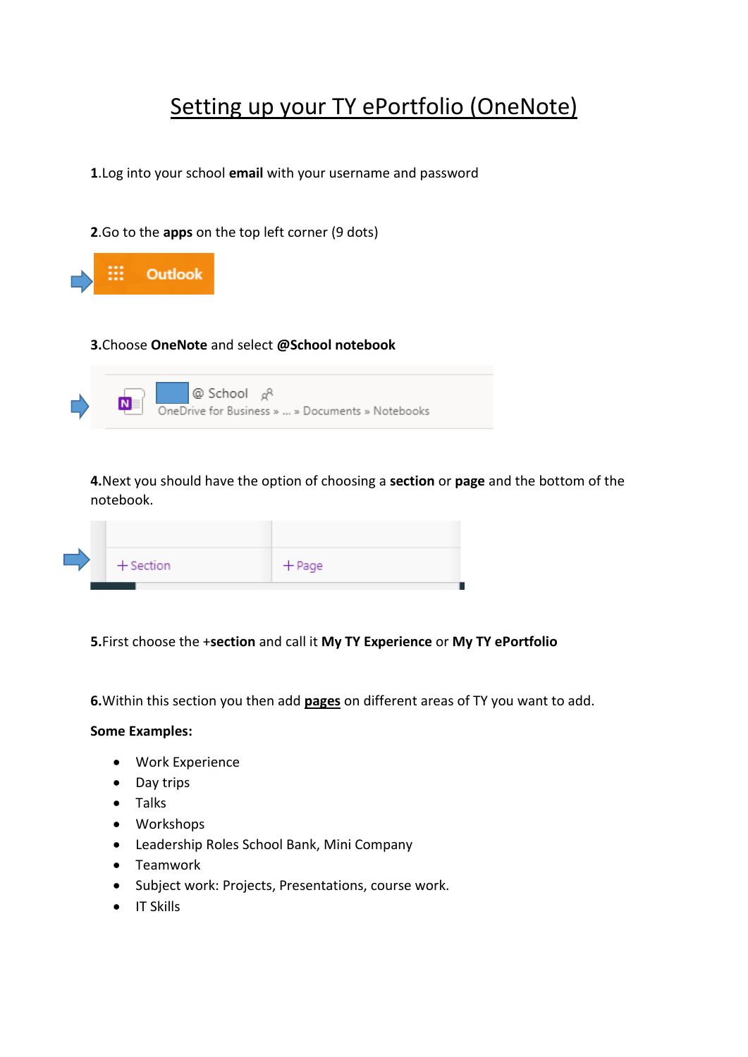# Setting up your TY ePortfolio (OneNote)

**1.**Log into your school **email** with your username and password

**2.**Go to the **apps** on the top left corner (9 dots)

**3.**Choose **OneNote** and select **@School notebook**

**4.**Next you should have the option of choosing a **section** or **page** and the bottom of the notebook.

**5.**First choose the +**section** and call it **My TY Experience** or **My TY ePortfolio**

**6.**Within this section you then add **pages** on different areas of TY you want to add.

**Some Examples:**

- Work Experience
- Day trips
- Talks
- Workshops
- Leadership Roles School Bank, Mini Company
- Teamwork
- Subject work: Projects, Presentations, course work.
- IT Skills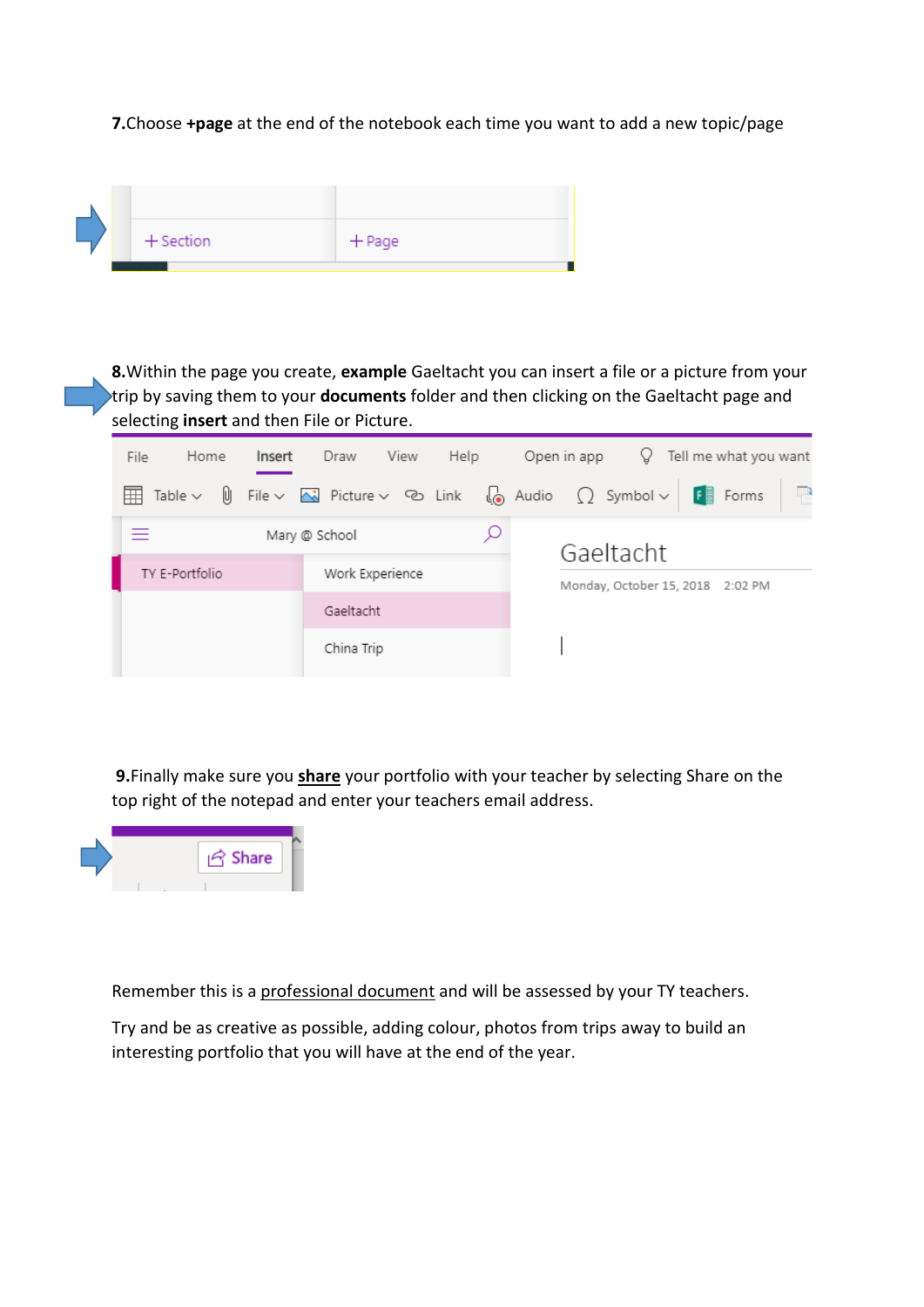**7.**Choose **+page** at the end of the notebook each time you want to add a new topic/page

**8.**Within the page you create, **example** Gaeltacht you can insert a file or a picture from your trip by saving them to your **documents** folder and then clicking on the Gaeltacht page and selecting **insert** and then File or Picture.

**9.**Finally make sure you **share** your portfolio with your teacher by selecting Share on the top right of the notepad and enter your teachers email address.

Remember this is a professional document and will be assessed by your TY teachers.

Try and be as creative as possible, adding colour, photos from trips away to build an interesting portfolio that you will have at the end of the year.